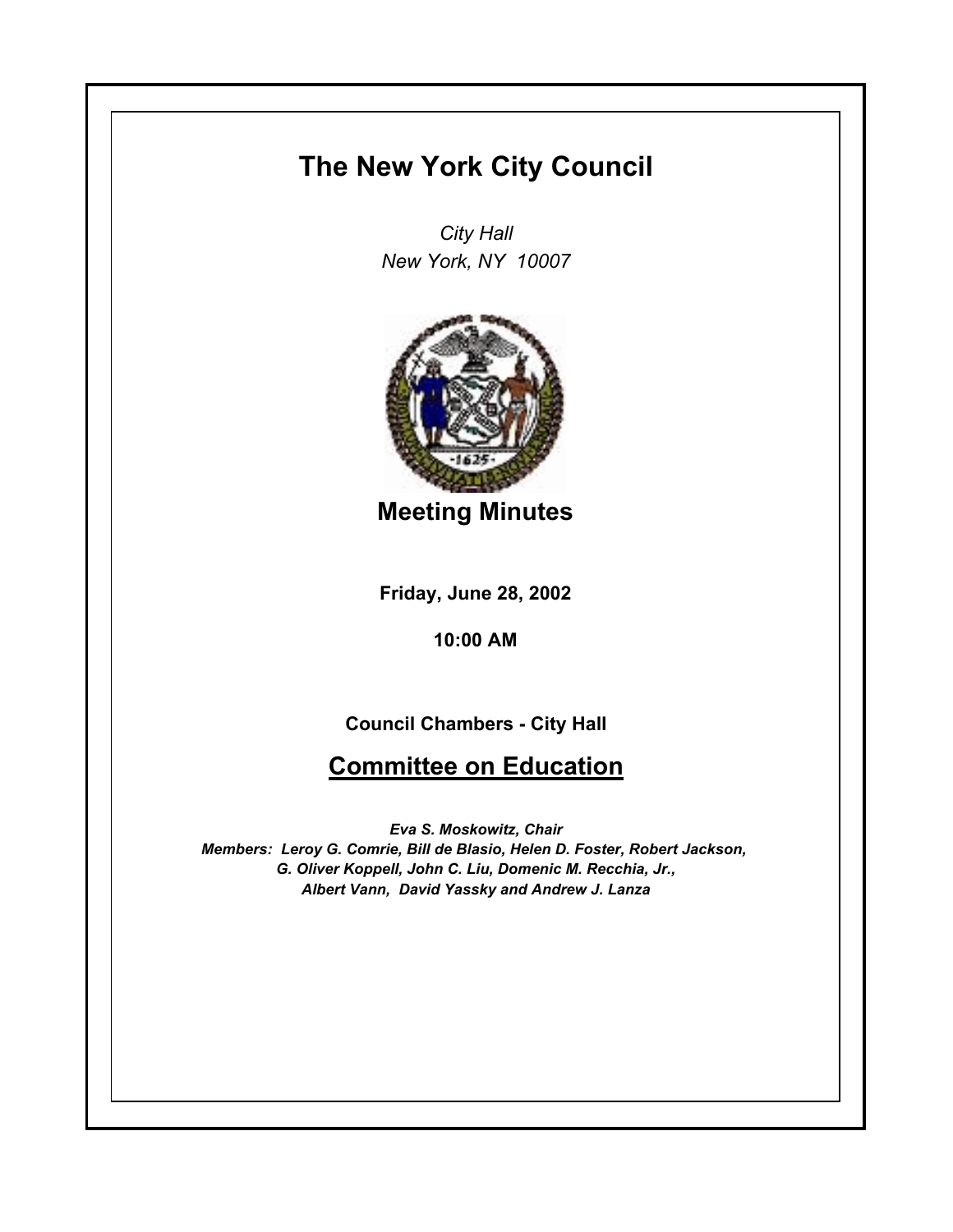# The New York City Council

*City Hall*
*New York, NY 10007*

## Meeting Minutes

**Friday, June 28, 2002**

**10:00 AM**

**Council Chambers - City Hall**

## Committee on Education

***Eva S. Moskowitz, Chair***
***Members: Leroy G. Comrie, Bill de Blasio, Helen D. Foster, Robert Jackson, G. Oliver Koppell, John C. Liu, Domenic M. Recchia, Jr., Albert Vann, David Yassky and Andrew J. Lanza***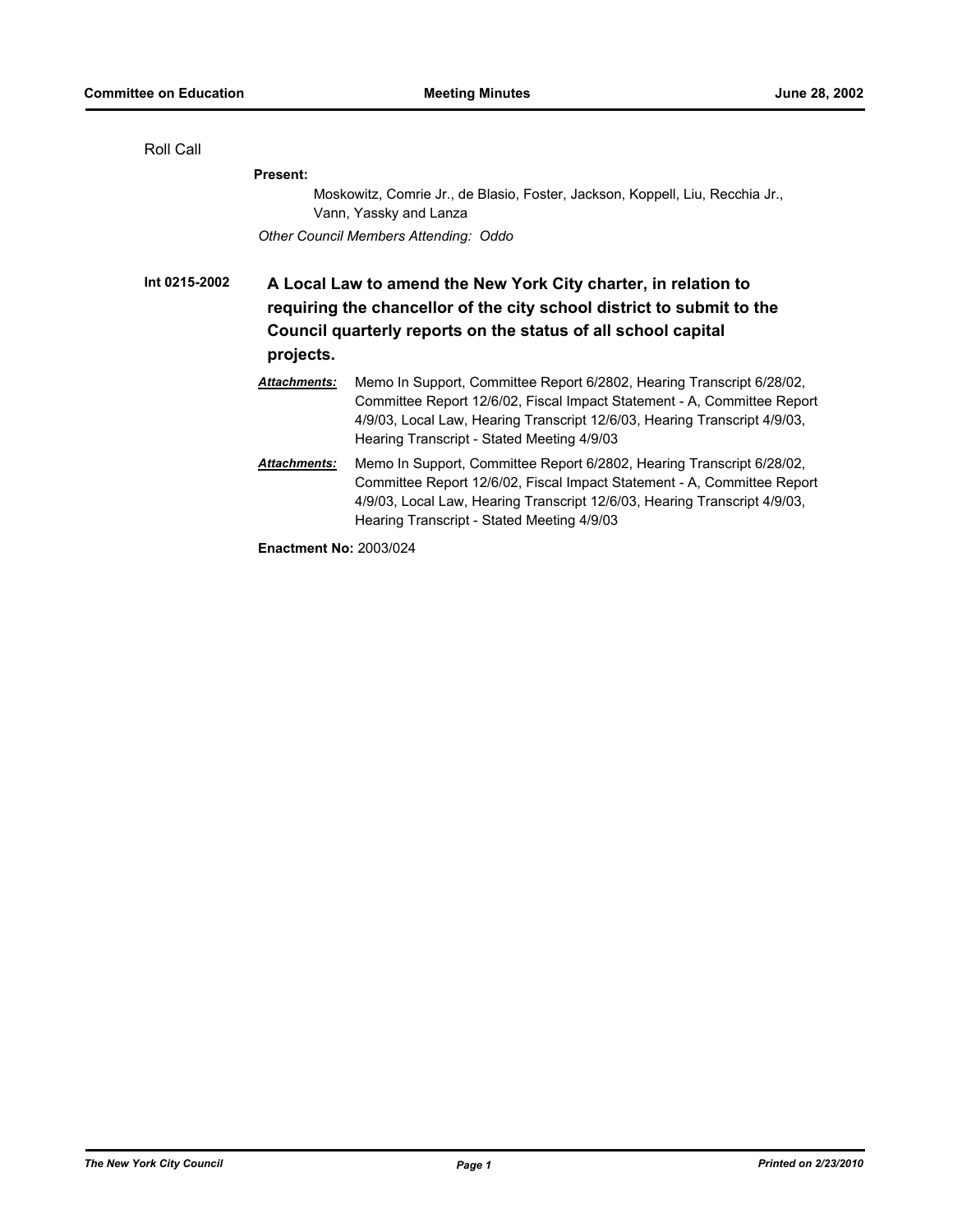Roll Call

**Present:**

Moskowitz, Comrie Jr., de Blasio, Foster, Jackson, Koppell, Liu, Recchia Jr., Vann, Yassky and Lanza

*Other Council Members Attending: Oddo*

**Int 0215-2002** **A Local Law to amend the New York City charter, in relation to requiring the chancellor of the city school district to submit to the Council quarterly reports on the status of all school capital projects.**

***Attachments:*** Memo In Support, Committee Report 6/2802, Hearing Transcript 6/28/02, Committee Report 12/6/02, Fiscal Impact Statement - A, Committee Report 4/9/03, Local Law, Hearing Transcript 12/6/03, Hearing Transcript 4/9/03, Hearing Transcript - Stated Meeting 4/9/03

***Attachments:*** Memo In Support, Committee Report 6/2802, Hearing Transcript 6/28/02, Committee Report 12/6/02, Fiscal Impact Statement - A, Committee Report 4/9/03, Local Law, Hearing Transcript 12/6/03, Hearing Transcript 4/9/03, Hearing Transcript - Stated Meeting 4/9/03

**Enactment No:** 2003/024